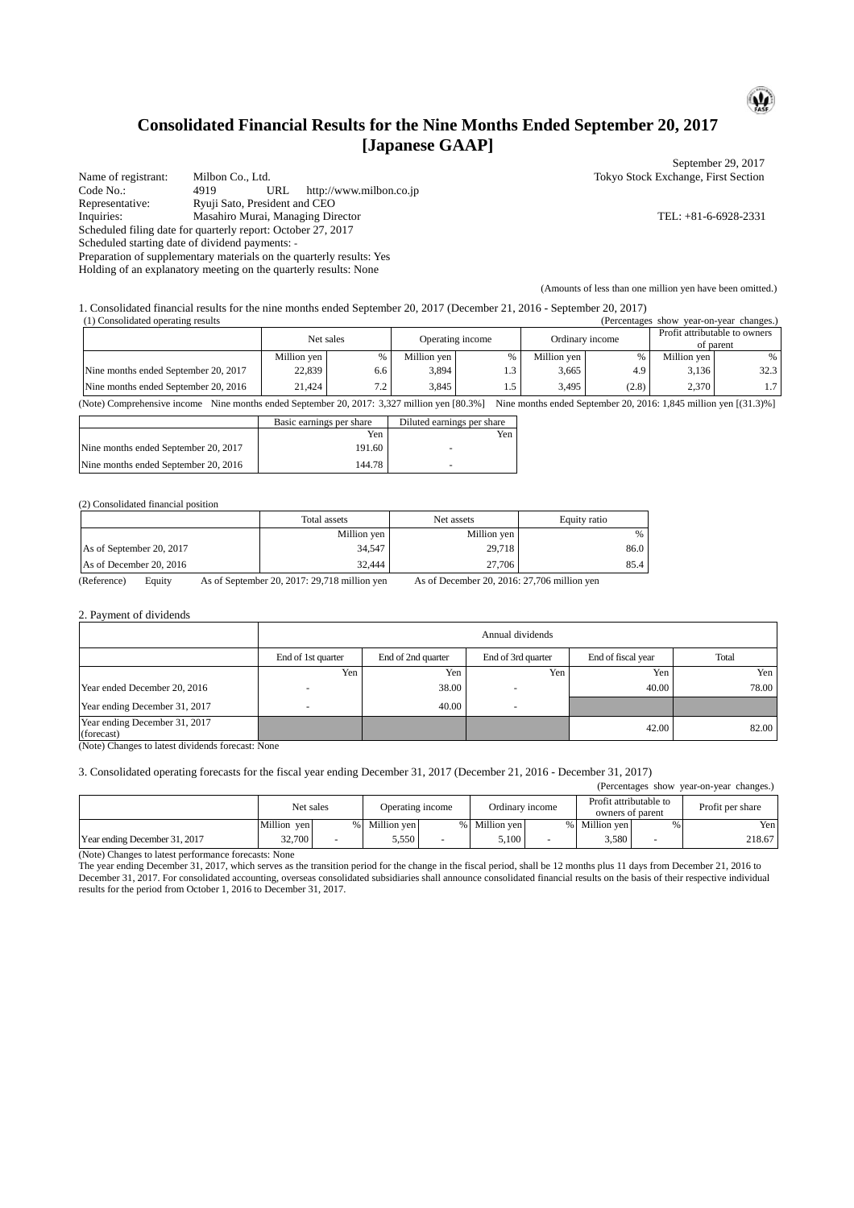# Consolidated Financial Results for the Nine Months Ended September 20, 2017 [Japanese GAAP]

September 29, 2017

Name of registrant: Milbon Co., Ltd. — Tokyo Stock Exchange, First Section
Code No.: 4919 URL http://www.milbon.co.jp
Representative: Ryuji Sato, President and CEO
Inquiries: Masahiro Murai, Managing Director — TEL: +81-6-6928-2331
Scheduled filing date for quarterly report: October 27, 2017
Scheduled starting date of dividend payments: -
Preparation of supplementary materials on the quarterly results: Yes
Holding of an explanatory meeting on the quarterly results: None

(Amounts of less than one million yen have been omitted.)

1. Consolidated financial results for the nine months ended September 20, 2017 (December 21, 2016 - September 20, 2017)

(1) Consolidated operating results

(Percentages show year-on-year changes.)

| | Net sales | | Operating income | | Ordinary income | | Profit attributable to owners of parent | |
|---|---|---|---|---|---|---|---|---|
| | Million yen | % | Million yen | % | Million yen | % | Million yen | % |
| Nine months ended September 20, 2017 | 22,839 | 6.6 | 3,894 | 1.3 | 3,665 | 4.9 | 3,136 | 32.3 |
| Nine months ended September 20, 2016 | 21,424 | 7.2 | 3,845 | 1.5 | 3,495 | (2.8) | 2,370 | 1.7 |

(Note) Comprehensive income Nine months ended September 20, 2017: 3,327 million yen [80.3%] Nine months ended September 20, 2016: 1,845 million yen [(31.3)%]

| | Basic earnings per share | Diluted earnings per share |
|---|---|---|
| | Yen | Yen |
| Nine months ended September 20, 2017 | 191.60 | - |
| Nine months ended September 20, 2016 | 144.78 | - |

(2) Consolidated financial position

| | Total assets | Net assets | Equity ratio |
|---|---|---|---|
| | Million yen | Million yen | % |
| As of September 20, 2017 | 34,547 | 29,718 | 86.0 |
| As of December 20, 2016 | 32,444 | 27,706 | 85.4 |

(Reference) Equity As of September 20, 2017: 29,718 million yen As of December 20, 2016: 27,706 million yen

2. Payment of dividends

| | Annual dividends | | | | |
|---|---|---|---|---|---|
| | End of 1st quarter | End of 2nd quarter | End of 3rd quarter | End of fiscal year | Total |
| | Yen | Yen | Yen | Yen | Yen |
| Year ended December 20, 2016 | - | 38.00 | - | 40.00 | 78.00 |
| Year ending December 31, 2017 | - | 40.00 | - | | |
| Year ending December 31, 2017 (forecast) | | | | 42.00 | 82.00 |

(Note) Changes to latest dividends forecast: None

3. Consolidated operating forecasts for the fiscal year ending December 31, 2017 (December 21, 2016 - December 31, 2017)

(Percentages show year-on-year changes.)

| | Net sales | | Operating income | | Ordinary income | | Profit attributable to owners of parent | | Profit per share |
|---|---|---|---|---|---|---|---|---|---|
| | Million yen | % | Million yen | % | Million yen | % | Million yen | % | Yen |
| Year ending December 31, 2017 | 32,700 | - | 5,550 | - | 5,100 | - | 3,580 | - | 218.67 |

(Note) Changes to latest performance forecasts: None

The year ending December 31, 2017, which serves as the transition period for the change in the fiscal period, shall be 12 months plus 11 days from December 21, 2016 to December 31, 2017. For consolidated accounting, overseas consolidated subsidiaries shall announce consolidated financial results on the basis of their respective individual results for the period from October 1, 2016 to December 31, 2017.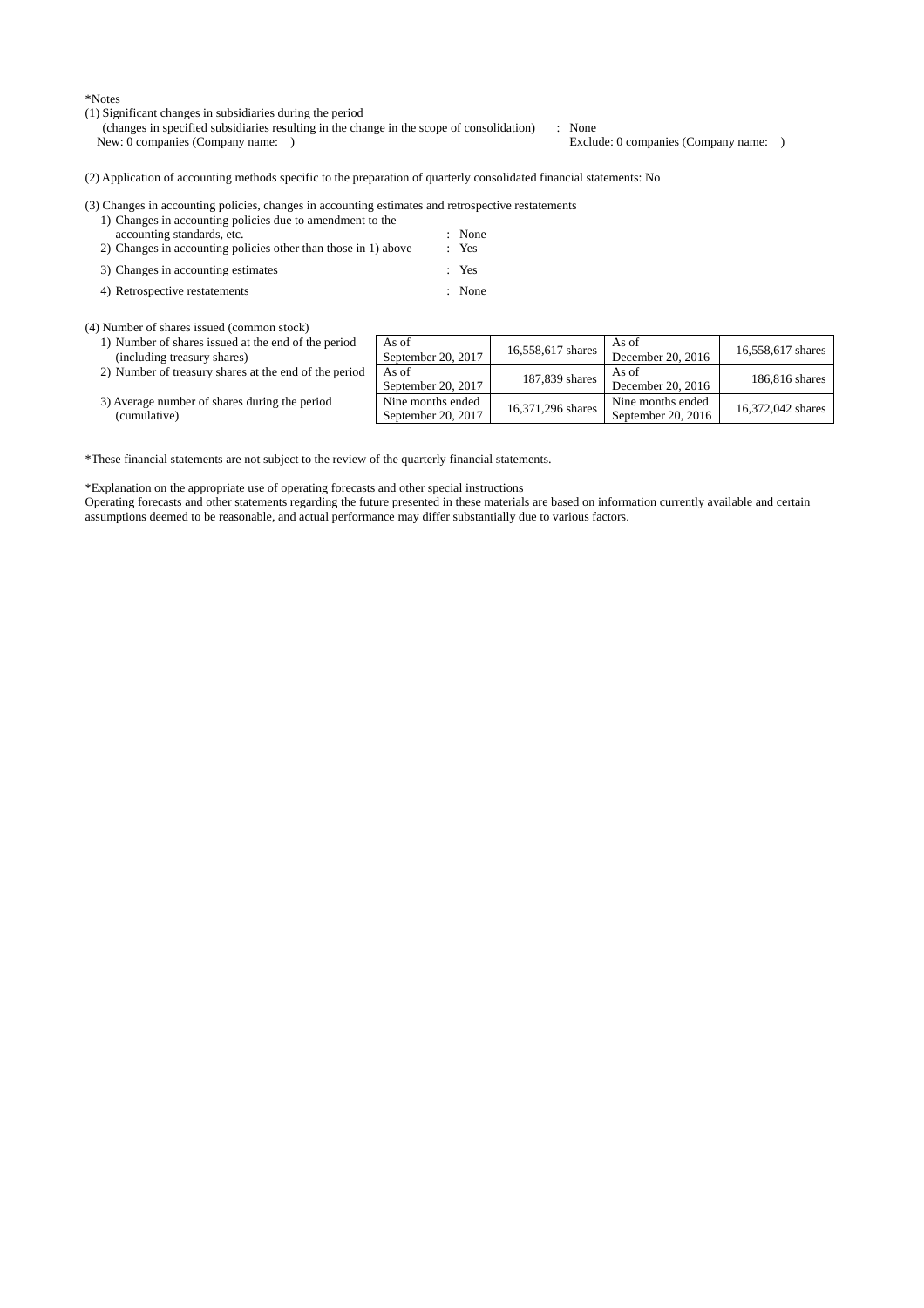*Notes

(1) Significant changes in subsidiaries during the period
(changes in specified subsidiaries resulting in the change in the scope of consolidation) : None
New: 0 companies (Company name: ) Exclude: 0 companies (Company name: )

(2) Application of accounting methods specific to the preparation of quarterly consolidated financial statements: No

(3) Changes in accounting policies, changes in accounting estimates and retrospective restatements

1) Changes in accounting policies due to amendment to the accounting standards, etc. : None
2) Changes in accounting policies other than those in 1) above : Yes
3) Changes in accounting estimates : Yes
4) Retrospective restatements : None

(4) Number of shares issued (common stock)

| | | | | |
|---|---|---|---|---|
| 1) Number of shares issued at the end of the period (including treasury shares) | As of September 20, 2017 | 16,558,617 shares | As of December 20, 2016 | 16,558,617 shares |
| 2) Number of treasury shares at the end of the period | As of September 20, 2017 | 187,839 shares | As of December 20, 2016 | 186,816 shares |
| 3) Average number of shares during the period (cumulative) | Nine months ended September 20, 2017 | 16,371,296 shares | Nine months ended September 20, 2016 | 16,372,042 shares |

*These financial statements are not subject to the review of the quarterly financial statements.

*Explanation on the appropriate use of operating forecasts and other special instructions
Operating forecasts and other statements regarding the future presented in these materials are based on information currently available and certain assumptions deemed to be reasonable, and actual performance may differ substantially due to various factors.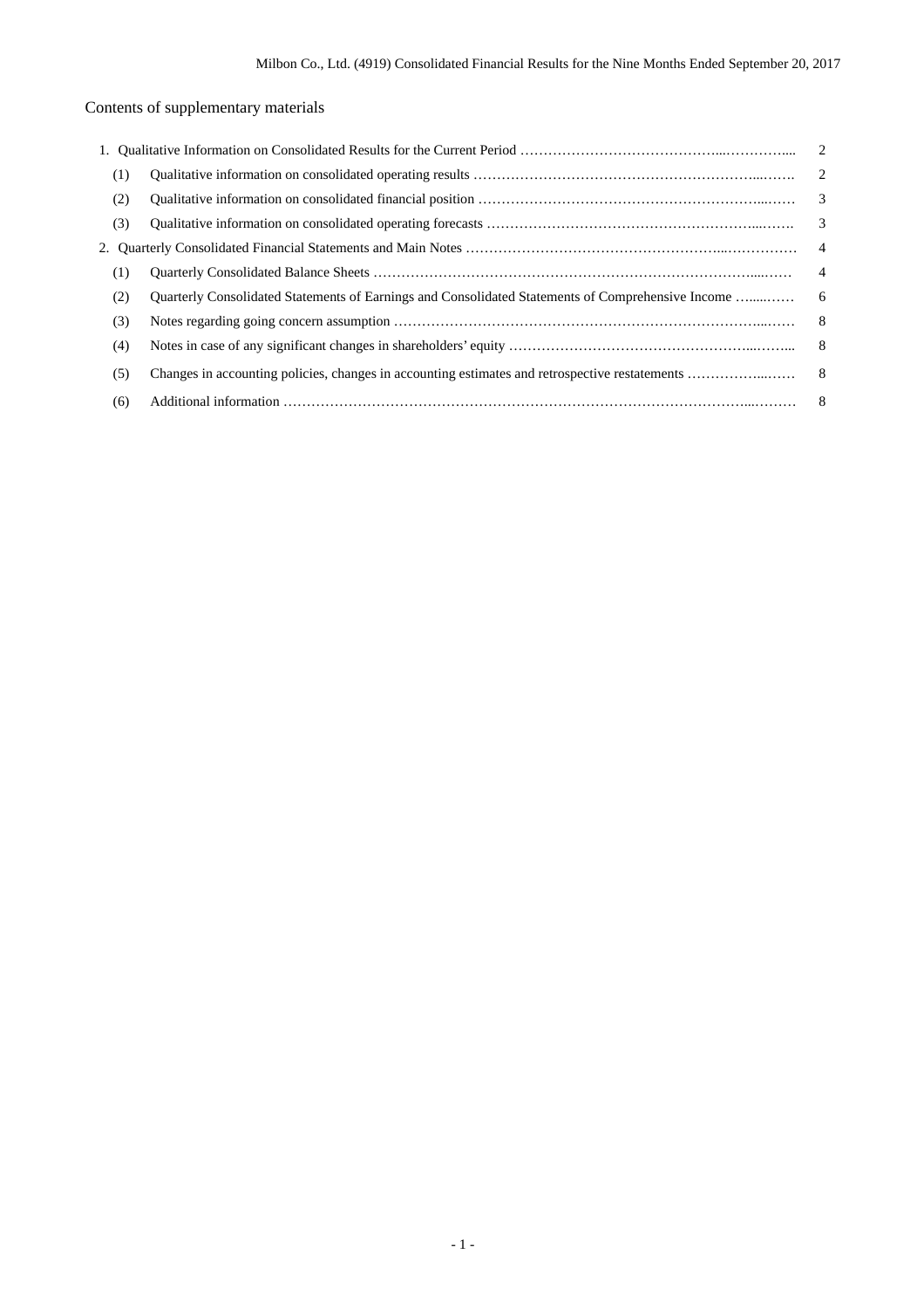Contents of supplementary materials

| | | |
|---|---|---|
| 1. Qualitative Information on Consolidated Results for the Current Period | | 2 |
| (1) | Qualitative information on consolidated operating results | 2 |
| (2) | Qualitative information on consolidated financial position | 3 |
| (3) | Qualitative information on consolidated operating forecasts | 3 |
| 2. Quarterly Consolidated Financial Statements and Main Notes | | 4 |
| (1) | Quarterly Consolidated Balance Sheets | 4 |
| (2) | Quarterly Consolidated Statements of Earnings and Consolidated Statements of Comprehensive Income | 6 |
| (3) | Notes regarding going concern assumption | 8 |
| (4) | Notes in case of any significant changes in shareholders' equity | 8 |
| (5) | Changes in accounting policies, changes in accounting estimates and retrospective restatements | 8 |
| (6) | Additional information | 8 |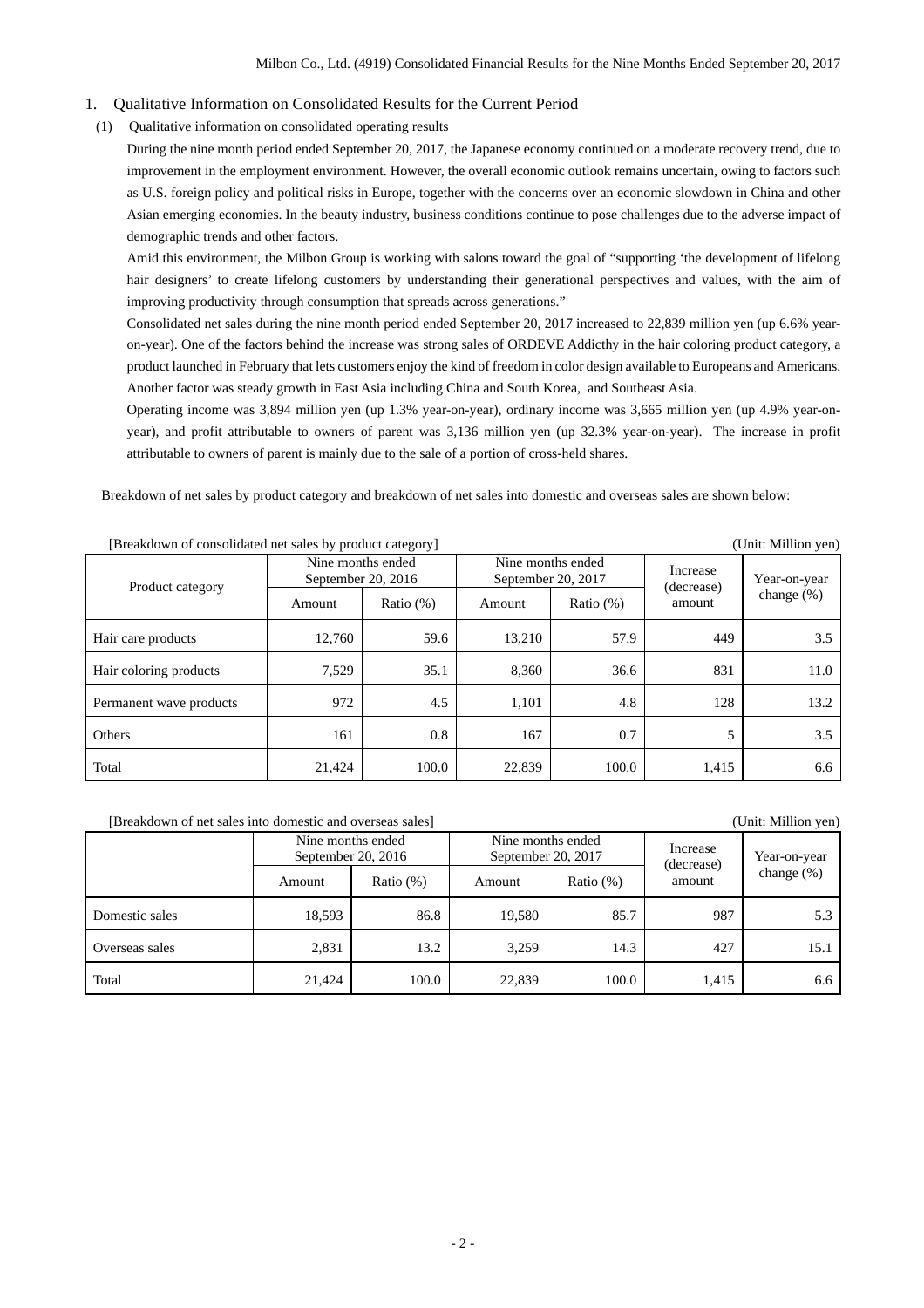## 1. Qualitative Information on Consolidated Results for the Current Period

### (1) Qualitative information on consolidated operating results

During the nine month period ended September 20, 2017, the Japanese economy continued on a moderate recovery trend, due to improvement in the employment environment. However, the overall economic outlook remains uncertain, owing to factors such as U.S. foreign policy and political risks in Europe, together with the concerns over an economic slowdown in China and other Asian emerging economies. In the beauty industry, business conditions continue to pose challenges due to the adverse impact of demographic trends and other factors.

Amid this environment, the Milbon Group is working with salons toward the goal of "supporting 'the development of lifelong hair designers' to create lifelong customers by understanding their generational perspectives and values, with the aim of improving productivity through consumption that spreads across generations."

Consolidated net sales during the nine month period ended September 20, 2017 increased to 22,839 million yen (up 6.6% year-on-year). One of the factors behind the increase was strong sales of ORDEVE Addicthy in the hair coloring product category, a product launched in February that lets customers enjoy the kind of freedom in color design available to Europeans and Americans. Another factor was steady growth in East Asia including China and South Korea, and Southeast Asia.

Operating income was 3,894 million yen (up 1.3% year-on-year), ordinary income was 3,665 million yen (up 4.9% year-on-year), and profit attributable to owners of parent was 3,136 million yen (up 32.3% year-on-year). The increase in profit attributable to owners of parent is mainly due to the sale of a portion of cross-held shares.

Breakdown of net sales by product category and breakdown of net sales into domestic and overseas sales are shown below:

[Breakdown of consolidated net sales by product category] (Unit: Million yen)

| Product category | Nine months ended September 20, 2016 | | Nine months ended September 20, 2017 | | Increase (decrease) amount | Year-on-year change (%) |
|---|---|---|---|---|---|---|
| | Amount | Ratio (%) | Amount | Ratio (%) | | |
| Hair care products | 12,760 | 59.6 | 13,210 | 57.9 | 449 | 3.5 |
| Hair coloring products | 7,529 | 35.1 | 8,360 | 36.6 | 831 | 11.0 |
| Permanent wave products | 972 | 4.5 | 1,101 | 4.8 | 128 | 13.2 |
| Others | 161 | 0.8 | 167 | 0.7 | 5 | 3.5 |
| Total | 21,424 | 100.0 | 22,839 | 100.0 | 1,415 | 6.6 |

[Breakdown of net sales into domestic and overseas sales] (Unit: Million yen)

| | Nine months ended September 20, 2016 | | Nine months ended September 20, 2017 | | Increase (decrease) amount | Year-on-year change (%) |
|---|---|---|---|---|---|---|
| | Amount | Ratio (%) | Amount | Ratio (%) | | |
| Domestic sales | 18,593 | 86.8 | 19,580 | 85.7 | 987 | 5.3 |
| Overseas sales | 2,831 | 13.2 | 3,259 | 14.3 | 427 | 15.1 |
| Total | 21,424 | 100.0 | 22,839 | 100.0 | 1,415 | 6.6 |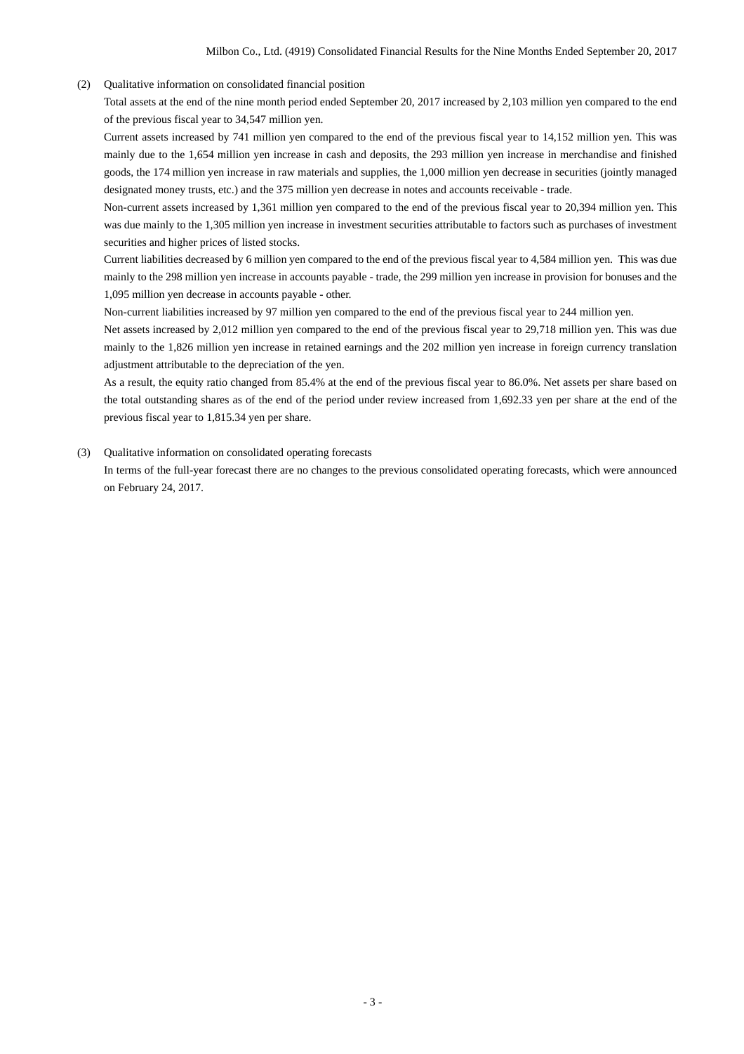(2) Qualitative information on consolidated financial position

Total assets at the end of the nine month period ended September 20, 2017 increased by 2,103 million yen compared to the end of the previous fiscal year to 34,547 million yen.

Current assets increased by 741 million yen compared to the end of the previous fiscal year to 14,152 million yen. This was mainly due to the 1,654 million yen increase in cash and deposits, the 293 million yen increase in merchandise and finished goods, the 174 million yen increase in raw materials and supplies, the 1,000 million yen decrease in securities (jointly managed designated money trusts, etc.) and the 375 million yen decrease in notes and accounts receivable - trade.

Non-current assets increased by 1,361 million yen compared to the end of the previous fiscal year to 20,394 million yen. This was due mainly to the 1,305 million yen increase in investment securities attributable to factors such as purchases of investment securities and higher prices of listed stocks.

Current liabilities decreased by 6 million yen compared to the end of the previous fiscal year to 4,584 million yen. This was due mainly to the 298 million yen increase in accounts payable - trade, the 299 million yen increase in provision for bonuses and the 1,095 million yen decrease in accounts payable - other.

Non-current liabilities increased by 97 million yen compared to the end of the previous fiscal year to 244 million yen.

Net assets increased by 2,012 million yen compared to the end of the previous fiscal year to 29,718 million yen. This was due mainly to the 1,826 million yen increase in retained earnings and the 202 million yen increase in foreign currency translation adjustment attributable to the depreciation of the yen.

As a result, the equity ratio changed from 85.4% at the end of the previous fiscal year to 86.0%. Net assets per share based on the total outstanding shares as of the end of the period under review increased from 1,692.33 yen per share at the end of the previous fiscal year to 1,815.34 yen per share.

(3) Qualitative information on consolidated operating forecasts

In terms of the full-year forecast there are no changes to the previous consolidated operating forecasts, which were announced on February 24, 2017.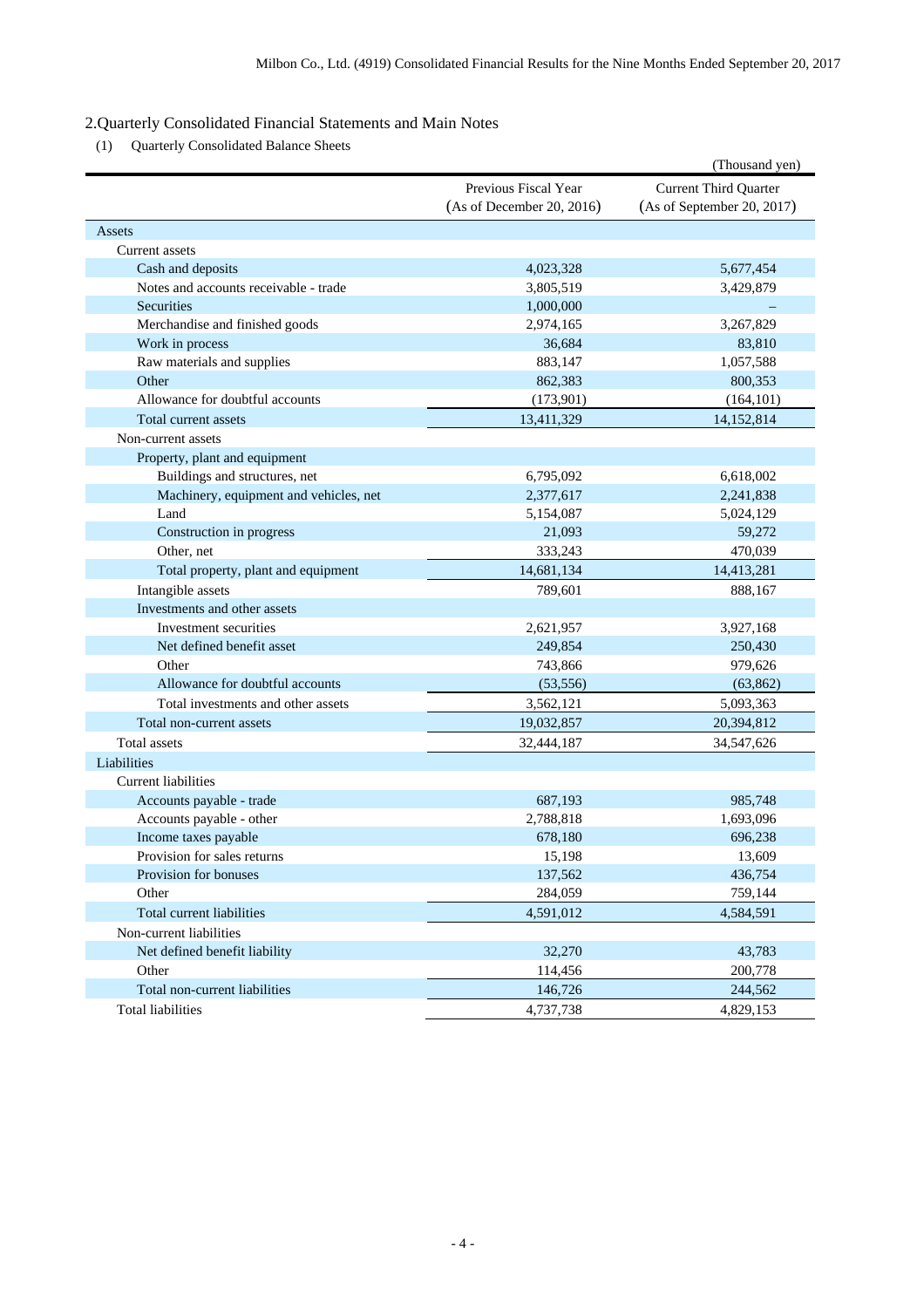## 2.Quarterly Consolidated Financial Statements and Main Notes

(1) Quarterly Consolidated Balance Sheets

(Thousand yen)

| | Previous Fiscal Year (As of December 20, 2016) | Current Third Quarter (As of September 20, 2017) |
|---|---|---|
| Assets | | |
| Current assets | | |
| Cash and deposits | 4,023,328 | 5,677,454 |
| Notes and accounts receivable - trade | 3,805,519 | 3,429,879 |
| Securities | 1,000,000 | – |
| Merchandise and finished goods | 2,974,165 | 3,267,829 |
| Work in process | 36,684 | 83,810 |
| Raw materials and supplies | 883,147 | 1,057,588 |
| Other | 862,383 | 800,353 |
| Allowance for doubtful accounts | (173,901) | (164,101) |
| Total current assets | 13,411,329 | 14,152,814 |
| Non-current assets | | |
| Property, plant and equipment | | |
| Buildings and structures, net | 6,795,092 | 6,618,002 |
| Machinery, equipment and vehicles, net | 2,377,617 | 2,241,838 |
| Land | 5,154,087 | 5,024,129 |
| Construction in progress | 21,093 | 59,272 |
| Other, net | 333,243 | 470,039 |
| Total property, plant and equipment | 14,681,134 | 14,413,281 |
| Intangible assets | 789,601 | 888,167 |
| Investments and other assets | | |
| Investment securities | 2,621,957 | 3,927,168 |
| Net defined benefit asset | 249,854 | 250,430 |
| Other | 743,866 | 979,626 |
| Allowance for doubtful accounts | (53,556) | (63,862) |
| Total investments and other assets | 3,562,121 | 5,093,363 |
| Total non-current assets | 19,032,857 | 20,394,812 |
| Total assets | 32,444,187 | 34,547,626 |
| Liabilities | | |
| Current liabilities | | |
| Accounts payable - trade | 687,193 | 985,748 |
| Accounts payable - other | 2,788,818 | 1,693,096 |
| Income taxes payable | 678,180 | 696,238 |
| Provision for sales returns | 15,198 | 13,609 |
| Provision for bonuses | 137,562 | 436,754 |
| Other | 284,059 | 759,144 |
| Total current liabilities | 4,591,012 | 4,584,591 |
| Non-current liabilities | | |
| Net defined benefit liability | 32,270 | 43,783 |
| Other | 114,456 | 200,778 |
| Total non-current liabilities | 146,726 | 244,562 |
| Total liabilities | 4,737,738 | 4,829,153 |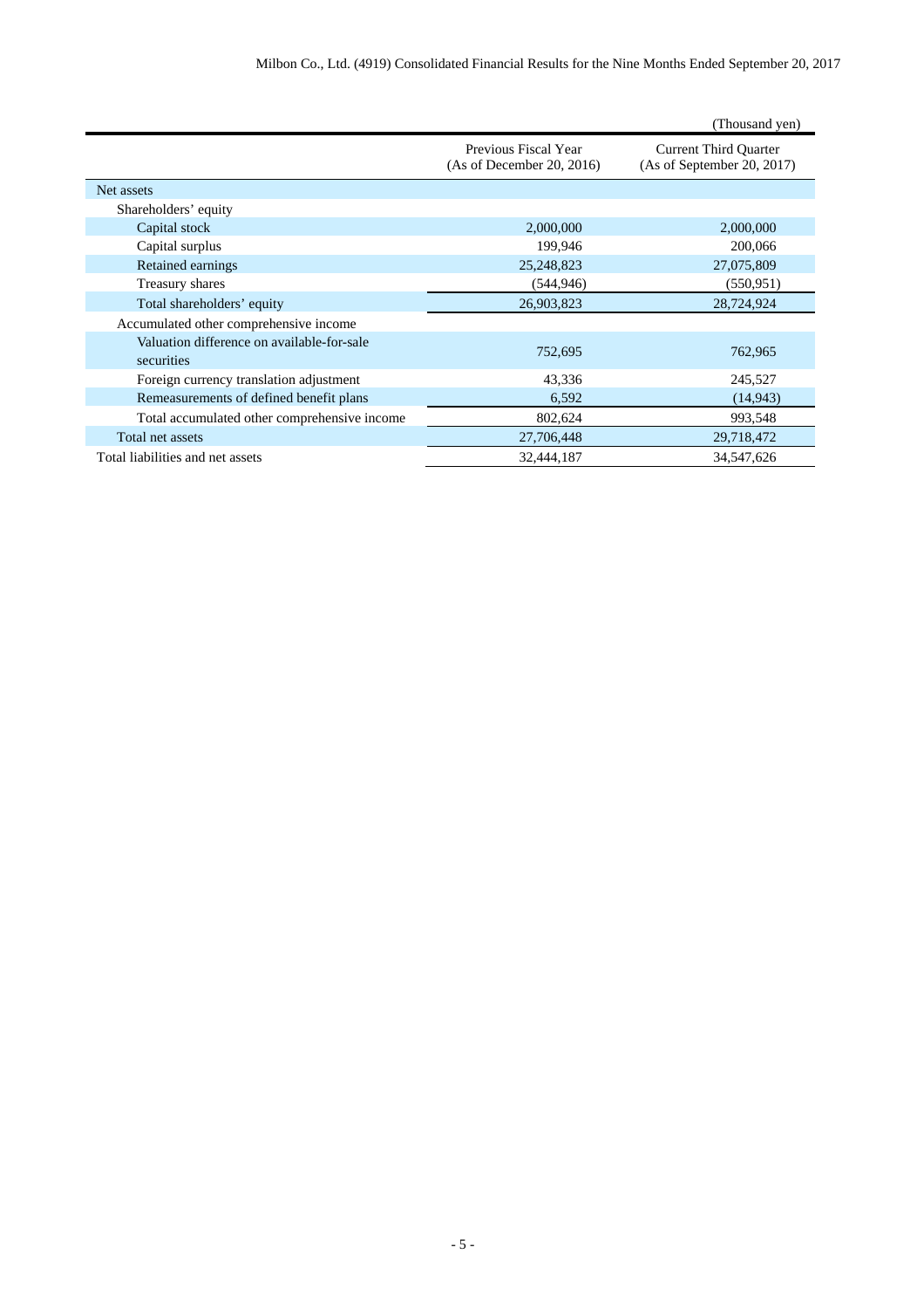(Thousand yen)

| | Previous Fiscal Year (As of December 20, 2016) | Current Third Quarter (As of September 20, 2017) |
|---|---|---|
| Net assets | | |
| Shareholders' equity | | |
| Capital stock | 2,000,000 | 2,000,000 |
| Capital surplus | 199,946 | 200,066 |
| Retained earnings | 25,248,823 | 27,075,809 |
| Treasury shares | (544,946) | (550,951) |
| Total shareholders' equity | 26,903,823 | 28,724,924 |
| Accumulated other comprehensive income | | |
| Valuation difference on available-for-sale securities | 752,695 | 762,965 |
| Foreign currency translation adjustment | 43,336 | 245,527 |
| Remeasurements of defined benefit plans | 6,592 | (14,943) |
| Total accumulated other comprehensive income | 802,624 | 993,548 |
| Total net assets | 27,706,448 | 29,718,472 |
| Total liabilities and net assets | 32,444,187 | 34,547,626 |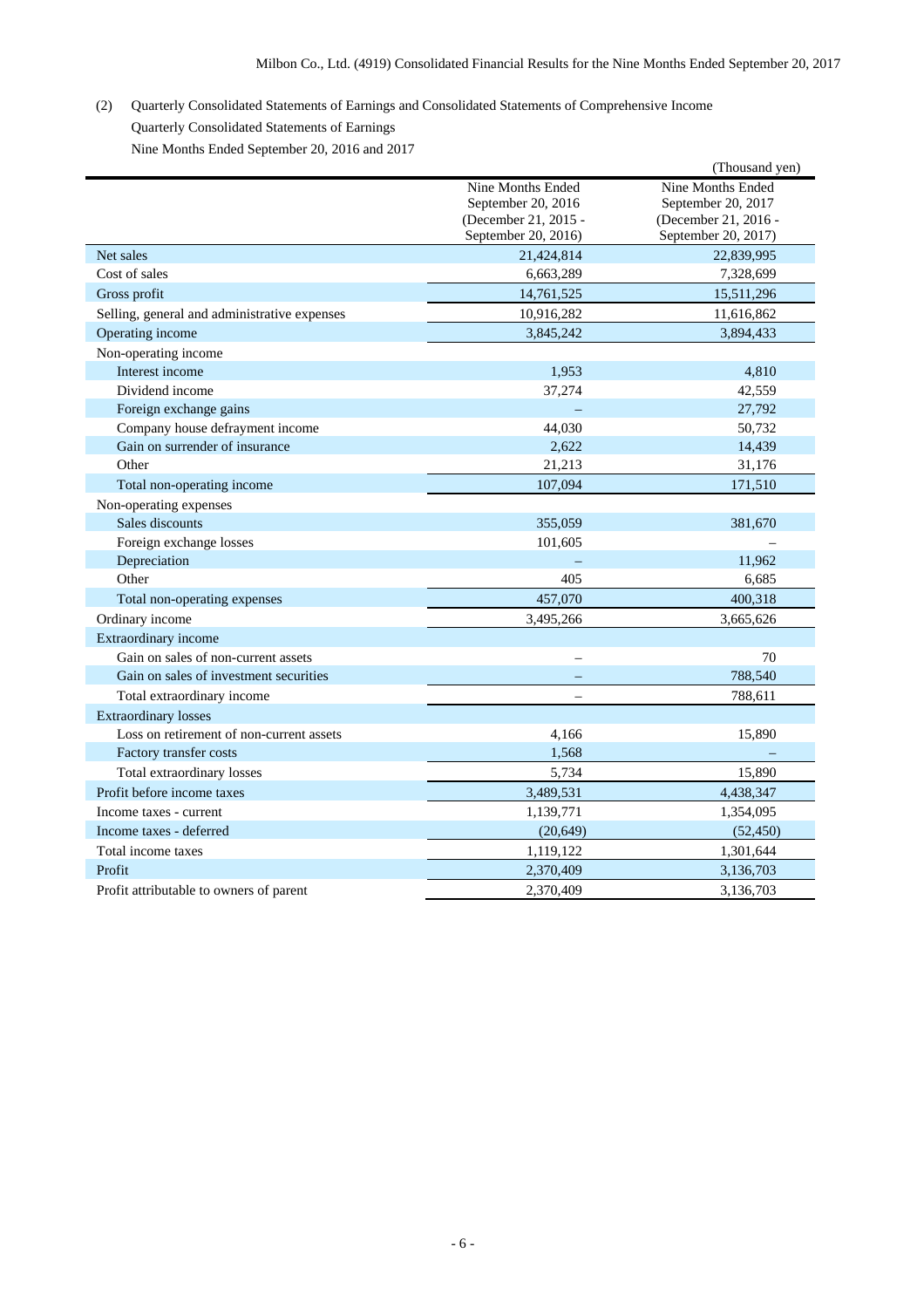(2) Quarterly Consolidated Statements of Earnings and Consolidated Statements of Comprehensive Income

Quarterly Consolidated Statements of Earnings

Nine Months Ended September 20, 2016 and 2017

(Thousand yen)

| | Nine Months Ended September 20, 2016 (December 21, 2015 - September 20, 2016) | Nine Months Ended September 20, 2017 (December 21, 2016 - September 20, 2017) |
|---|---|---|
| Net sales | 21,424,814 | 22,839,995 |
| Cost of sales | 6,663,289 | 7,328,699 |
| Gross profit | 14,761,525 | 15,511,296 |
| Selling, general and administrative expenses | 10,916,282 | 11,616,862 |
| Operating income | 3,845,242 | 3,894,433 |
| Non-operating income | | |
| Interest income | 1,953 | 4,810 |
| Dividend income | 37,274 | 42,559 |
| Foreign exchange gains | – | 27,792 |
| Company house defrayment income | 44,030 | 50,732 |
| Gain on surrender of insurance | 2,622 | 14,439 |
| Other | 21,213 | 31,176 |
| Total non-operating income | 107,094 | 171,510 |
| Non-operating expenses | | |
| Sales discounts | 355,059 | 381,670 |
| Foreign exchange losses | 101,605 | – |
| Depreciation | – | 11,962 |
| Other | 405 | 6,685 |
| Total non-operating expenses | 457,070 | 400,318 |
| Ordinary income | 3,495,266 | 3,665,626 |
| Extraordinary income | | |
| Gain on sales of non-current assets | – | 70 |
| Gain on sales of investment securities | – | 788,540 |
| Total extraordinary income | – | 788,611 |
| Extraordinary losses | | |
| Loss on retirement of non-current assets | 4,166 | 15,890 |
| Factory transfer costs | 1,568 | – |
| Total extraordinary losses | 5,734 | 15,890 |
| Profit before income taxes | 3,489,531 | 4,438,347 |
| Income taxes - current | 1,139,771 | 1,354,095 |
| Income taxes - deferred | (20,649) | (52,450) |
| Total income taxes | 1,119,122 | 1,301,644 |
| Profit | 2,370,409 | 3,136,703 |
| Profit attributable to owners of parent | 2,370,409 | 3,136,703 |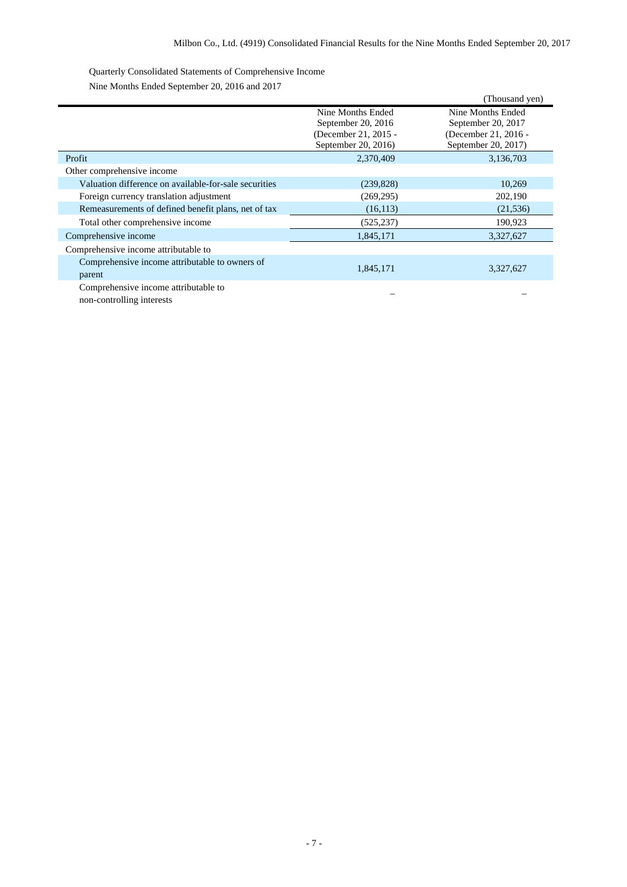Quarterly Consolidated Statements of Comprehensive Income

Nine Months Ended September 20, 2016 and 2017

(Thousand yen)

| | Nine Months Ended September 20, 2016 (December 21, 2015 - September 20, 2016) | Nine Months Ended September 20, 2017 (December 21, 2016 - September 20, 2017) |
|---|---|---|
| Profit | 2,370,409 | 3,136,703 |
| Other comprehensive income | | |
| Valuation difference on available-for-sale securities | (239,828) | 10,269 |
| Foreign currency translation adjustment | (269,295) | 202,190 |
| Remeasurements of defined benefit plans, net of tax | (16,113) | (21,536) |
| Total other comprehensive income | (525,237) | 190,923 |
| Comprehensive income | 1,845,171 | 3,327,627 |
| Comprehensive income attributable to | | |
| Comprehensive income attributable to owners of parent | 1,845,171 | 3,327,627 |
| Comprehensive income attributable to non-controlling interests | – | – |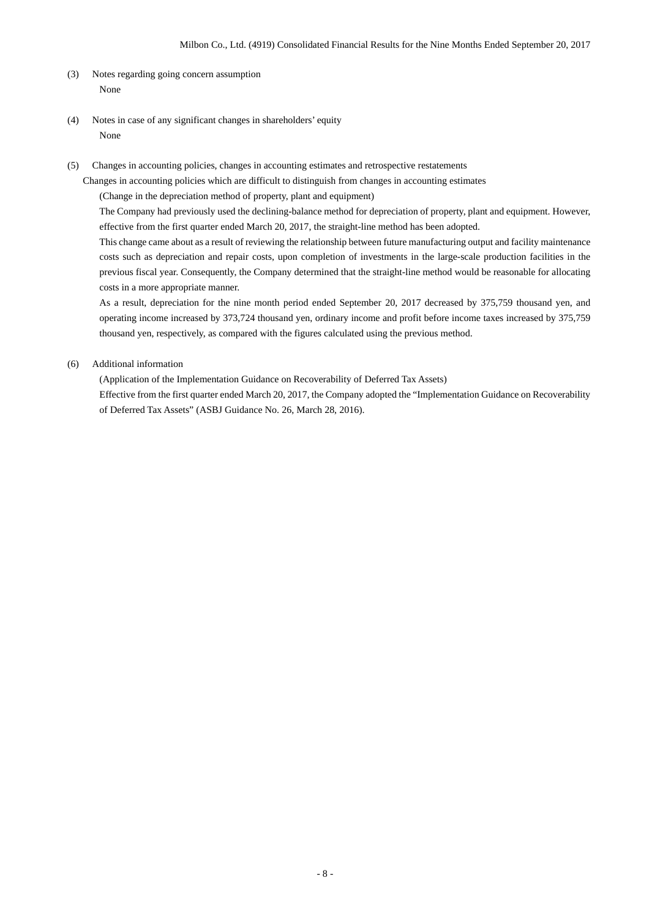(3) Notes regarding going concern assumption

None

(4) Notes in case of any significant changes in shareholders' equity

None

(5) Changes in accounting policies, changes in accounting estimates and retrospective restatements

Changes in accounting policies which are difficult to distinguish from changes in accounting estimates

(Change in the depreciation method of property, plant and equipment)

The Company had previously used the declining-balance method for depreciation of property, plant and equipment. However, effective from the first quarter ended March 20, 2017, the straight-line method has been adopted.

This change came about as a result of reviewing the relationship between future manufacturing output and facility maintenance costs such as depreciation and repair costs, upon completion of investments in the large-scale production facilities in the previous fiscal year. Consequently, the Company determined that the straight-line method would be reasonable for allocating costs in a more appropriate manner.

As a result, depreciation for the nine month period ended September 20, 2017 decreased by 375,759 thousand yen, and operating income increased by 373,724 thousand yen, ordinary income and profit before income taxes increased by 375,759 thousand yen, respectively, as compared with the figures calculated using the previous method.

(6) Additional information

(Application of the Implementation Guidance on Recoverability of Deferred Tax Assets)

Effective from the first quarter ended March 20, 2017, the Company adopted the "Implementation Guidance on Recoverability of Deferred Tax Assets" (ASBJ Guidance No. 26, March 28, 2016).